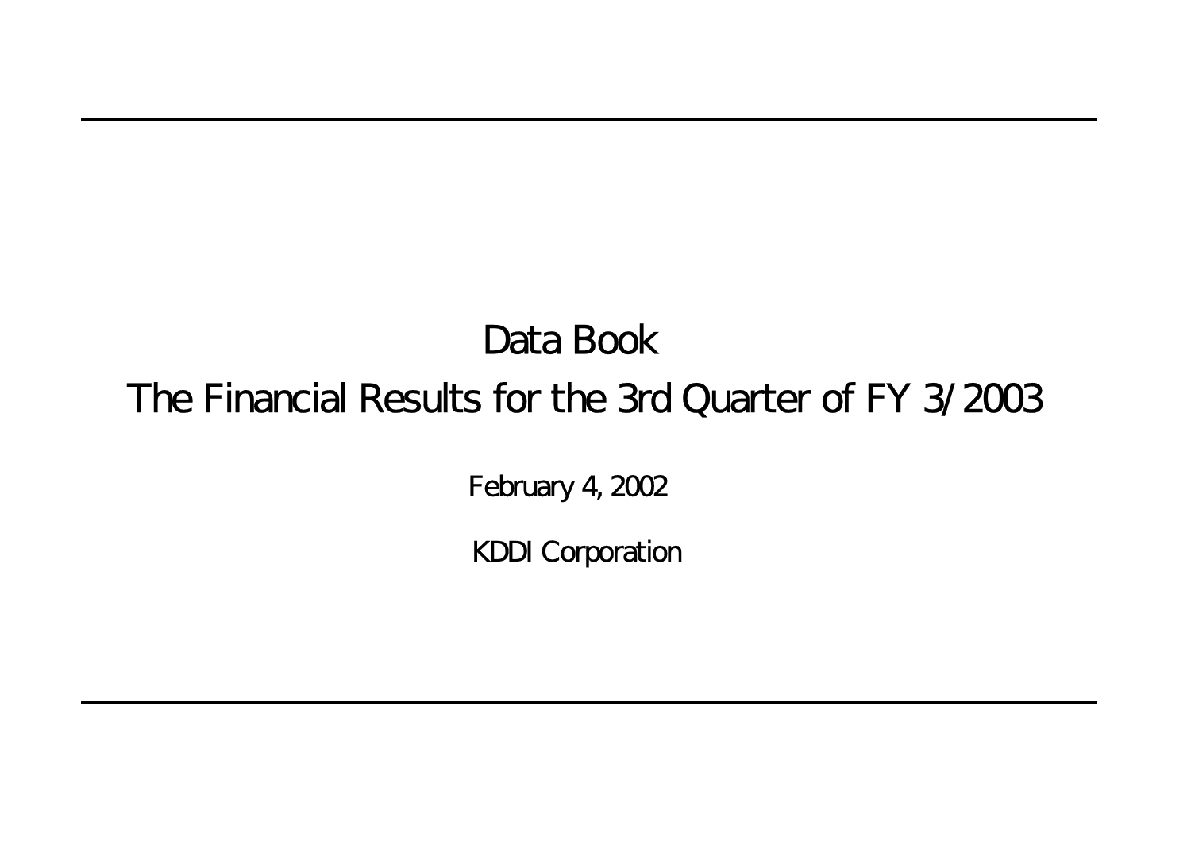# Data Book

## The Financial Results for the 3rd Quarter of FY 3/2003

February 4, 2002

KDDI Corporation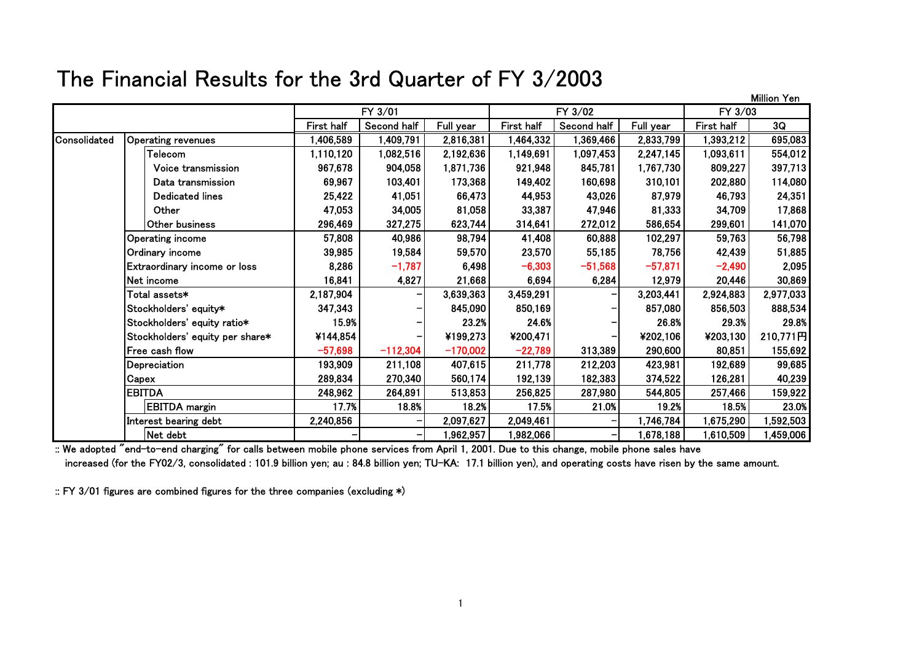# The Financial Results for the 3rd Quarter of FY 3/2003

Million Yen

| | | FY 3/01 | | | FY 3/02 | | | FY 3/03 | |
|---|---|---|---|---|---|---|---|---|---|
| | | First half | Second half | Full year | First half | Second half | Full year | First half | 3Q |
| Consolidated | Operating revenues | 1,406,589 | 1,409,791 | 2,816,381 | 1,464,332 | 1,369,466 | 2,833,799 | 1,393,212 | 695,083 |
| | Telecom | 1,110,120 | 1,082,516 | 2,192,636 | 1,149,691 | 1,097,453 | 2,247,145 | 1,093,611 | 554,012 |
| | Voice transmission | 967,678 | 904,058 | 1,871,736 | 921,948 | 845,781 | 1,767,730 | 809,227 | 397,713 |
| | Data transmission | 69,967 | 103,401 | 173,368 | 149,402 | 160,698 | 310,101 | 202,880 | 114,080 |
| | Dedicated lines | 25,422 | 41,051 | 66,473 | 44,953 | 43,026 | 87,979 | 46,793 | 24,351 |
| | Other | 47,053 | 34,005 | 81,058 | 33,387 | 47,946 | 81,333 | 34,709 | 17,868 |
| | Other business | 296,469 | 327,275 | 623,744 | 314,641 | 272,012 | 586,654 | 299,601 | 141,070 |
| | Operating income | 57,808 | 40,986 | 98,794 | 41,408 | 60,888 | 102,297 | 59,763 | 56,798 |
| | Ordinary income | 39,985 | 19,584 | 59,570 | 23,570 | 55,185 | 78,756 | 42,439 | 51,885 |
| | Extraordinary income or loss | 8,286 | −1,787 | 6,498 | −6,303 | −51,568 | −57,871 | −2,490 | 2,095 |
| | Net income | 16,841 | 4,827 | 21,668 | 6,694 | 6,284 | 12,979 | 20,446 | 30,869 |
| | Total assets* | 2,187,904 | − | 3,639,363 | 3,459,291 | − | 3,203,441 | 2,924,883 | 2,977,033 |
| | Stockholders' equity* | 347,343 | − | 845,090 | 850,169 | − | 857,080 | 856,503 | 888,534 |
| | Stockholders' equity ratio* | 15.9% | − | 23.2% | 24.6% | − | 26.8% | 29.3% | 29.8% |
| | Stockholders' equity per share* | ¥144,854 | − | ¥199,273 | ¥200,471 | − | ¥202,106 | ¥203,130 | 210,771円 |
| | Free cash flow | −57,698 | −112,304 | −170,002 | −22,789 | 313,389 | 290,600 | 80,851 | 155,692 |
| | Depreciation | 193,909 | 211,108 | 407,615 | 211,778 | 212,203 | 423,981 | 192,689 | 99,685 |
| | Capex | 289,834 | 270,340 | 560,174 | 192,139 | 182,383 | 374,522 | 126,281 | 40,239 |
| | EBITDA | 248,962 | 264,891 | 513,853 | 256,825 | 287,980 | 544,805 | 257,466 | 159,922 |
| | EBITDA margin | 17.7% | 18.8% | 18.2% | 17.5% | 21.0% | 19.2% | 18.5% | 23.0% |
| | Interest bearing debt | 2,240,856 | − | 2,097,627 | 2,049,461 | − | 1,746,784 | 1,675,290 | 1,592,503 |
| | Net debt | − | − | 1,962,957 | 1,982,066 | − | 1,678,188 | 1,610,509 | 1,459,006 |

:: We adopted "end-to-end charging" for calls between mobile phone services from April 1, 2001. Due to this change, mobile phone sales have increased (for the FY02/3, consolidated : 101.9 billion yen; au : 84.8 billion yen; TU-KA: 17.1 billion yen), and operating costs have risen by the same amount.

:: FY 3/01 figures are combined figures for the three companies (excluding *)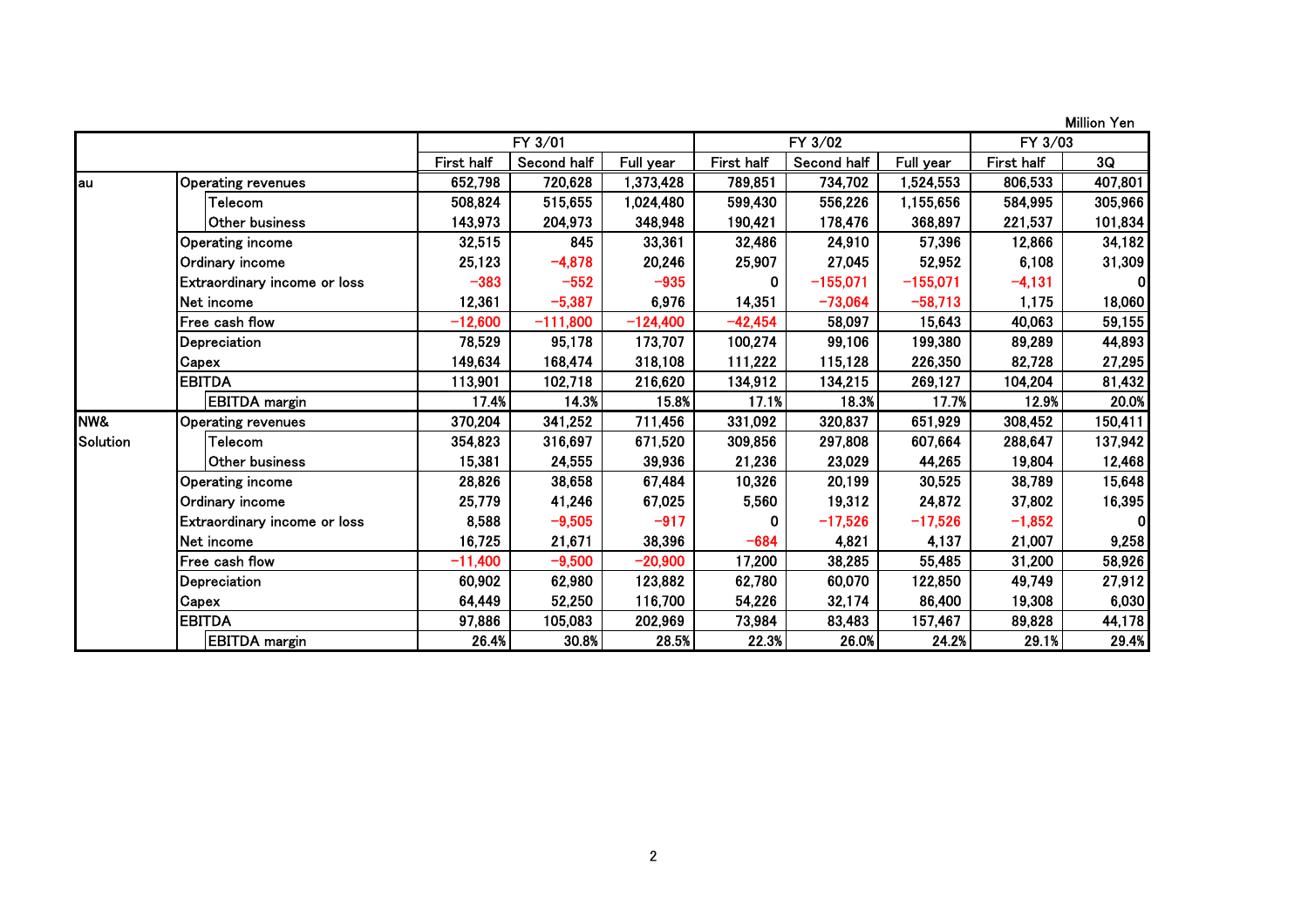Million Yen

| | | FY 3/01 | | | FY 3/02 | | | FY 3/03 | |
|---|---|---|---|---|---|---|---|---|---|
| | | First half | Second half | Full year | First half | Second half | Full year | First half | 3Q |
| au | Operating revenues | 652,798 | 720,628 | 1,373,428 | 789,851 | 734,702 | 1,524,553 | 806,533 | 407,801 |
| | Telecom | 508,824 | 515,655 | 1,024,480 | 599,430 | 556,226 | 1,155,656 | 584,995 | 305,966 |
| | Other business | 143,973 | 204,973 | 348,948 | 190,421 | 178,476 | 368,897 | 221,537 | 101,834 |
| | Operating income | 32,515 | 845 | 33,361 | 32,486 | 24,910 | 57,396 | 12,866 | 34,182 |
| | Ordinary income | 25,123 | −4,878 | 20,246 | 25,907 | 27,045 | 52,952 | 6,108 | 31,309 |
| | Extraordinary income or loss | −383 | −552 | −935 | 0 | −155,071 | −155,071 | −4,131 | 0 |
| | Net income | 12,361 | −5,387 | 6,976 | 14,351 | −73,064 | −58,713 | 1,175 | 18,060 |
| | Free cash flow | −12,600 | −111,800 | −124,400 | −42,454 | 58,097 | 15,643 | 40,063 | 59,155 |
| | Depreciation | 78,529 | 95,178 | 173,707 | 100,274 | 99,106 | 199,380 | 89,289 | 44,893 |
| | Capex | 149,634 | 168,474 | 318,108 | 111,222 | 115,128 | 226,350 | 82,728 | 27,295 |
| | EBITDA | 113,901 | 102,718 | 216,620 | 134,912 | 134,215 | 269,127 | 104,204 | 81,432 |
| | EBITDA margin | 17.4% | 14.3% | 15.8% | 17.1% | 18.3% | 17.7% | 12.9% | 20.0% |
| NW& Solution | Operating revenues | 370,204 | 341,252 | 711,456 | 331,092 | 320,837 | 651,929 | 308,452 | 150,411 |
| | Telecom | 354,823 | 316,697 | 671,520 | 309,856 | 297,808 | 607,664 | 288,647 | 137,942 |
| | Other business | 15,381 | 24,555 | 39,936 | 21,236 | 23,029 | 44,265 | 19,804 | 12,468 |
| | Operating income | 28,826 | 38,658 | 67,484 | 10,326 | 20,199 | 30,525 | 38,789 | 15,648 |
| | Ordinary income | 25,779 | 41,246 | 67,025 | 5,560 | 19,312 | 24,872 | 37,802 | 16,395 |
| | Extraordinary income or loss | 8,588 | −9,505 | −917 | 0 | −17,526 | −17,526 | −1,852 | 0 |
| | Net income | 16,725 | 21,671 | 38,396 | −684 | 4,821 | 4,137 | 21,007 | 9,258 |
| | Free cash flow | −11,400 | −9,500 | −20,900 | 17,200 | 38,285 | 55,485 | 31,200 | 58,926 |
| | Depreciation | 60,902 | 62,980 | 123,882 | 62,780 | 60,070 | 122,850 | 49,749 | 27,912 |
| | Capex | 64,449 | 52,250 | 116,700 | 54,226 | 32,174 | 86,400 | 19,308 | 6,030 |
| | EBITDA | 97,886 | 105,083 | 202,969 | 73,984 | 83,483 | 157,467 | 89,828 | 44,178 |
| | EBITDA margin | 26.4% | 30.8% | 28.5% | 22.3% | 26.0% | 24.2% | 29.1% | 29.4% |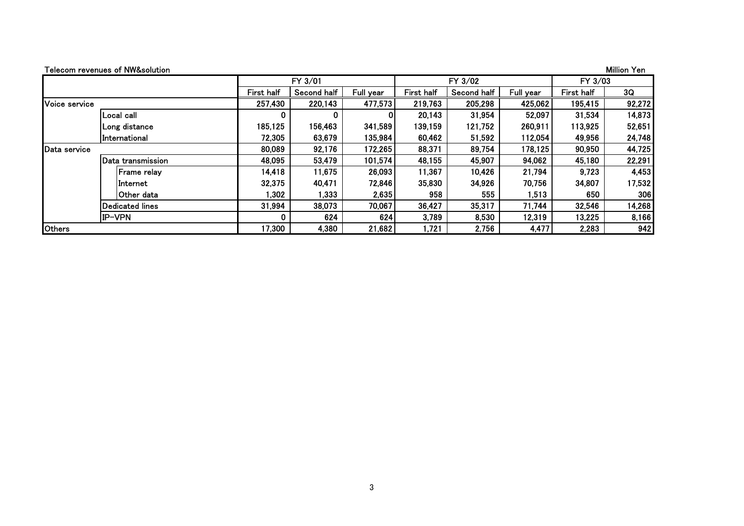Telecom revenues of NW&solution

Million Yen

| | | | FY 3/01 | | | FY 3/02 | | | FY 3/03 | |
|---|---|---|---|---|---|---|---|---|---|---|
| | | | First half | Second half | Full year | First half | Second half | Full year | First half | 3Q |
| Voice service | | | 257,430 | 220,143 | 477,573 | 219,763 | 205,298 | 425,062 | 195,415 | 92,272 |
| | Local call | | 0 | 0 | 0 | 20,143 | 31,954 | 52,097 | 31,534 | 14,873 |
| | Long distance | | 185,125 | 156,463 | 341,589 | 139,159 | 121,752 | 260,911 | 113,925 | 52,651 |
| | International | | 72,305 | 63,679 | 135,984 | 60,462 | 51,592 | 112,054 | 49,956 | 24,748 |
| Data service | | | 80,089 | 92,176 | 172,265 | 88,371 | 89,754 | 178,125 | 90,950 | 44,725 |
| | Data transmission | | 48,095 | 53,479 | 101,574 | 48,155 | 45,907 | 94,062 | 45,180 | 22,291 |
| | | Frame relay | 14,418 | 11,675 | 26,093 | 11,367 | 10,426 | 21,794 | 9,723 | 4,453 |
| | | Internet | 32,375 | 40,471 | 72,846 | 35,830 | 34,926 | 70,756 | 34,807 | 17,532 |
| | | Other data | 1,302 | 1,333 | 2,635 | 958 | 555 | 1,513 | 650 | 306 |
| | Dedicated lines | | 31,994 | 38,073 | 70,067 | 36,427 | 35,317 | 71,744 | 32,546 | 14,268 |
| | IP-VPN | | 0 | 624 | 624 | 3,789 | 8,530 | 12,319 | 13,225 | 8,166 |
| Others | | | 17,300 | 4,380 | 21,682 | 1,721 | 2,756 | 4,477 | 2,283 | 942 |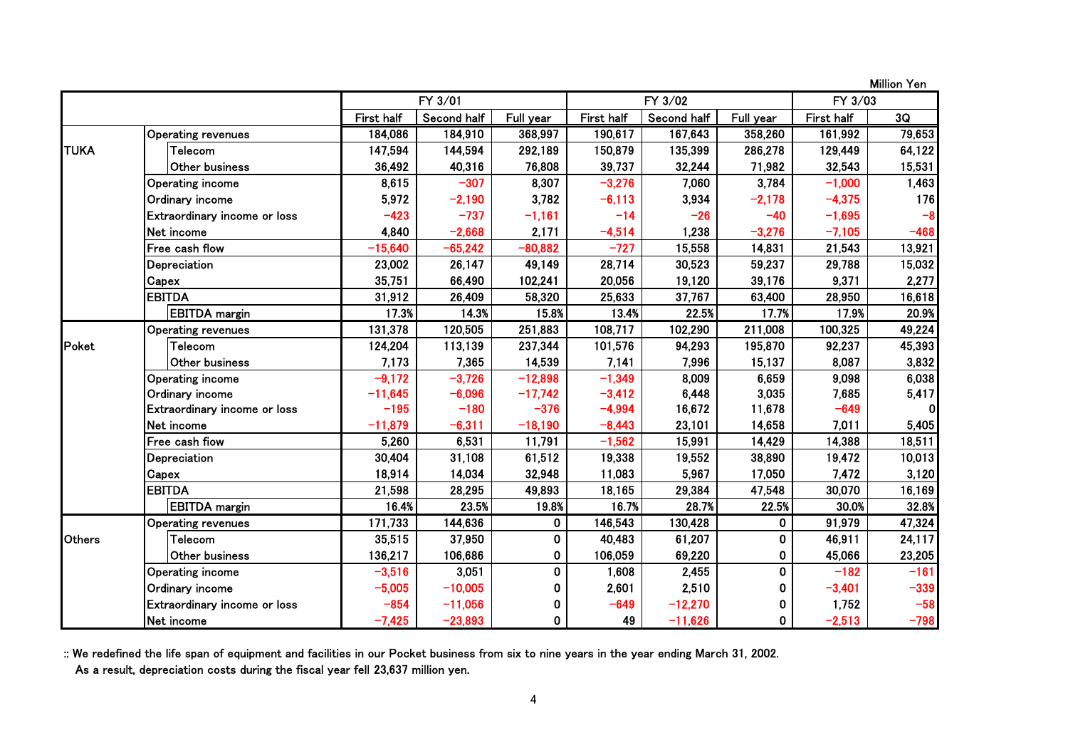Million Yen

| | | FY 3/01 | | | FY 3/02 | | | FY 3/03 | |
|---|---|---|---|---|---|---|---|---|---|
| | | First half | Second half | Full year | First half | Second half | Full year | First half | 3Q |
| TUKA | Operating revenues | 184,086 | 184,910 | 368,997 | 190,617 | 167,643 | 358,260 | 161,992 | 79,653 |
| | Telecom | 147,594 | 144,594 | 292,189 | 150,879 | 135,399 | 286,278 | 129,449 | 64,122 |
| | Other business | 36,492 | 40,316 | 76,808 | 39,737 | 32,244 | 71,982 | 32,543 | 15,531 |
| | Operating income | 8,615 | −307 | 8,307 | −3,276 | 7,060 | 3,784 | −1,000 | 1,463 |
| | Ordinary income | 5,972 | −2,190 | 3,782 | −6,113 | 3,934 | −2,178 | −4,375 | 176 |
| | Extraordinary income or loss | −423 | −737 | −1,161 | −14 | −26 | −40 | −1,695 | −8 |
| | Net income | 4,840 | −2,668 | 2,171 | −4,514 | 1,238 | −3,276 | −7,105 | −468 |
| | Free cash flow | −15,640 | −65,242 | −80,882 | −727 | 15,558 | 14,831 | 21,543 | 13,921 |
| | Depreciation | 23,002 | 26,147 | 49,149 | 28,714 | 30,523 | 59,237 | 29,788 | 15,032 |
| | Capex | 35,751 | 66,490 | 102,241 | 20,056 | 19,120 | 39,176 | 9,371 | 2,277 |
| | EBITDA | 31,912 | 26,409 | 58,320 | 25,633 | 37,767 | 63,400 | 28,950 | 16,618 |
| | EBITDA margin | 17.3% | 14.3% | 15.8% | 13.4% | 22.5% | 17.7% | 17.9% | 20.9% |
| Poket | Operating revenues | 131,378 | 120,505 | 251,883 | 108,717 | 102,290 | 211,008 | 100,325 | 49,224 |
| | Telecom | 124,204 | 113,139 | 237,344 | 101,576 | 94,293 | 195,870 | 92,237 | 45,393 |
| | Other business | 7,173 | 7,365 | 14,539 | 7,141 | 7,996 | 15,137 | 8,087 | 3,832 |
| | Operating income | −9,172 | −3,726 | −12,898 | −1,349 | 8,009 | 6,659 | 9,098 | 6,038 |
| | Ordinary income | −11,645 | −6,096 | −17,742 | −3,412 | 6,448 | 3,035 | 7,685 | 5,417 |
| | Extraordinary income or loss | −195 | −180 | −376 | −4,994 | 16,672 | 11,678 | −649 | 0 |
| | Net income | −11,879 | −6,311 | −18,190 | −8,443 | 23,101 | 14,658 | 7,011 | 5,405 |
| | Free cash flow | 5,260 | 6,531 | 11,791 | −1,562 | 15,991 | 14,429 | 14,388 | 18,511 |
| | Depreciation | 30,404 | 31,108 | 61,512 | 19,338 | 19,552 | 38,890 | 19,472 | 10,013 |
| | Capex | 18,914 | 14,034 | 32,948 | 11,083 | 5,967 | 17,050 | 7,472 | 3,120 |
| | EBITDA | 21,598 | 28,295 | 49,893 | 18,165 | 29,384 | 47,548 | 30,070 | 16,169 |
| | EBITDA margin | 16.4% | 23.5% | 19.8% | 16.7% | 28.7% | 22.5% | 30.0% | 32.8% |
| Others | Operating revenues | 171,733 | 144,636 | 0 | 146,543 | 130,428 | 0 | 91,979 | 47,324 |
| | Telecom | 35,515 | 37,950 | 0 | 40,483 | 61,207 | 0 | 46,911 | 24,117 |
| | Other business | 136,217 | 106,686 | 0 | 106,059 | 69,220 | 0 | 45,066 | 23,205 |
| | Operating income | −3,516 | 3,051 | 0 | 1,608 | 2,455 | 0 | −182 | −161 |
| | Ordinary income | −5,005 | −10,005 | 0 | 2,601 | 2,510 | 0 | −3,401 | −339 |
| | Extraordinary income or loss | −854 | −11,056 | 0 | −649 | −12,270 | 0 | 1,752 | −58 |
| | Net income | −7,425 | −23,893 | 0 | 49 | −11,626 | 0 | −2,513 | −798 |

:: We redefined the life span of equipment and facilities in our Pocket business from six to nine years in the year ending March 31, 2002.
As a result, depreciation costs during the fiscal year fell 23,637 million yen.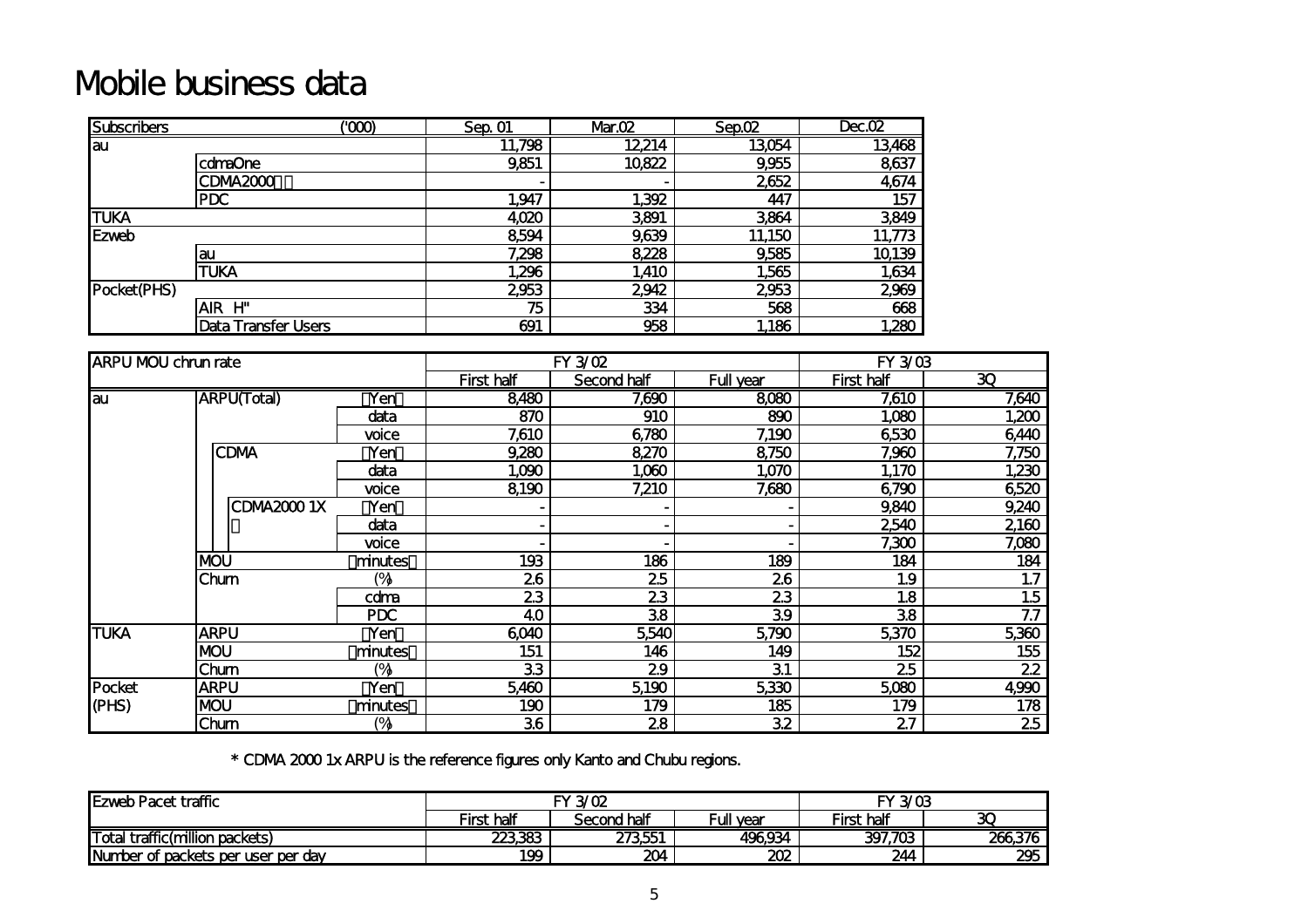# Mobile business data

| Subscribers | ('000) | Sep. 01 | Mar.02 | Sep.02 | Dec.02 |
|---|---|---|---|---|---|
| au | | 11,798 | 12,214 | 13,054 | 13,468 |
| | cdmaOne | 9,851 | 10,822 | 9,955 | 8,637 |
| | CDMA2000 | - | - | 2,652 | 4,674 |
| | PDC | 1,947 | 1,392 | 447 | 157 |
| TUKA | | 4,020 | 3,891 | 3,864 | 3,849 |
| Ezweb | | 8,594 | 9,639 | 11,150 | 11,773 |
| | au | 7,298 | 8,228 | 9,585 | 10,139 |
| | TUKA | 1,296 | 1,410 | 1,565 | 1,634 |
| Pocket(PHS) | | 2,953 | 2,942 | 2,953 | 2,969 |
| | AIR H" | 75 | 334 | 568 | 668 |
| | Data Transfer Users | 691 | 958 | 1,186 | 1,280 |

| ARPU MOU chrun rate | | | FY 3/02 | | | FY 3/03 | |
|---|---|---|---|---|---|---|---|
| | | | First half | Second half | Full year | First half | 3Q |
| au | ARPU(Total) | Yen | 8,480 | 7,690 | 8,080 | 7,610 | 7,640 |
| | | data | 870 | 910 | 890 | 1,080 | 1,200 |
| | | voice | 7,610 | 6,780 | 7,190 | 6,530 | 6,440 |
| | CDMA | Yen | 9,280 | 8,270 | 8,750 | 7,960 | 7,750 |
| | | data | 1,090 | 1,060 | 1,070 | 1,170 | 1,230 |
| | | voice | 8,190 | 7,210 | 7,680 | 6,790 | 6,520 |
| | CDMA2000 1X | Yen | - | - | - | 9,840 | 9,240 |
| | | data | - | - | - | 2,540 | 2,160 |
| | | voice | - | - | - | 7,300 | 7,080 |
| | MOU | minutes | 193 | 186 | 189 | 184 | 184 |
| | Churn | (%) | 2.6 | 2.5 | 2.6 | 1.9 | 1.7 |
| | | cdma | 2.3 | 2.3 | 2.3 | 1.8 | 1.5 |
| | | PDC | 4.0 | 3.8 | 3.9 | 3.8 | 7.7 |
| TUKA | ARPU | Yen | 6,040 | 5,540 | 5,790 | 5,370 | 5,360 |
| | MOU | minutes | 151 | 146 | 149 | 152 | 155 |
| | Churn | (%) | 3.3 | 2.9 | 3.1 | 2.5 | 2.2 |
| Pocket (PHS) | ARPU | Yen | 5,460 | 5,190 | 5,330 | 5,080 | 4,990 |
| | MOU | minutes | 190 | 179 | 185 | 179 | 178 |
| | Churn | (%) | 3.6 | 2.8 | 3.2 | 2.7 | 2.5 |

* CDMA 2000 1x ARPU is the reference figures only Kanto and Chubu regions.

| Ezweb Pacet traffic | FY 3/02 | | | FY 3/03 | |
|---|---|---|---|---|---|
| | First half | Second half | Full year | First half | 3Q |
| Total traffic(million packets) | 223,383 | 273,551 | 496,934 | 397,703 | 266,376 |
| Number of packets per user per day | 199 | 204 | 202 | 244 | 295 |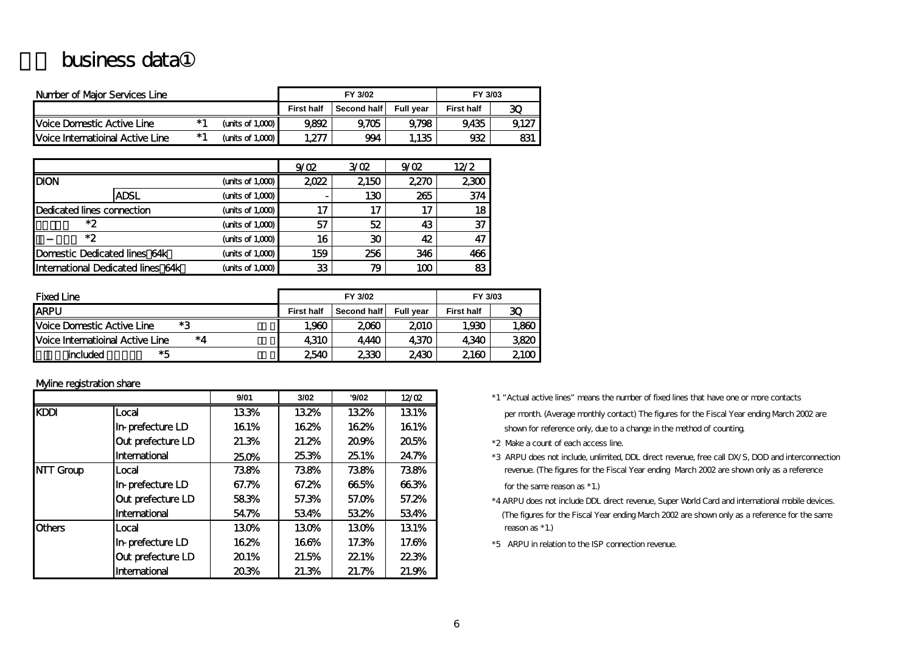# business data①

| Number of Major Services Line | | | FY 3/02 | | | FY 3/03 | |
|---|---|---|---|---|---|---|---|
| | | | First half | Second half | Full year | First half | 3Q |
| Voice Domestic Active Line | *1 | (units of 1,000) | 9,892 | 9,705 | 9,798 | 9,435 | 9,127 |
| Voice Internatioinal Active Line | *1 | (units of 1,000) | 1,277 | 994 | 1,135 | 932 | 831 |

| | | | 9/02 | 3/02 | 9/02 | 12/2 |
|---|---|---|---|---|---|---|
| DION | | (units of 1,000) | 2,022 | 2,150 | 2,270 | 2,300 |
| | ADSL | (units of 1,000) | - | 130 | 265 | 374 |
| Dedicated lines connection | | (units of 1,000) | 17 | 17 | 17 | 18 |
| *2 | | (units of 1,000) | 57 | 52 | 43 | 37 |
| *2 | | (units of 1,000) | 16 | 30 | 42 | 47 |
| Domestic Dedicated lines 64k | | (units of 1,000) | 159 | 256 | 346 | 466 |
| International Dedicated lines 64k | | (units of 1,000) | 33 | 79 | 100 | 83 |

| Fixed Line | | | FY 3/02 | | | FY 3/03 | |
|---|---|---|---|---|---|---|---|
| ARPU | | | First half | Second half | Full year | First half | 3Q |
| Voice Domestic Active Line | *3 | | 1,960 | 2,060 | 2,010 | 1,930 | 1,860 |
| Voice Internatioinal Active Line | *4 | | 4,310 | 4,440 | 4,370 | 4,340 | 3,820 |
| included | *5 | | 2,540 | 2,330 | 2,430 | 2,160 | 2,100 |

Myline registration share

| | | 9/01 | 3/02 | '9/02 | 12/02 |
|---|---|---|---|---|---|
| KDDI | Local | 13.3% | 13.2% | 13.2% | 13.1% |
| | In-prefecture LD | 16.1% | 16.2% | 16.2% | 16.1% |
| | Out prefecture LD | 21.3% | 21.2% | 20.9% | 20.5% |
| | International | 25.0% | 25.3% | 25.1% | 24.7% |
| NTT Group | Local | 73.8% | 73.8% | 73.8% | 73.8% |
| | In-prefecture LD | 67.7% | 67.2% | 66.5% | 66.3% |
| | Out prefecture LD | 58.3% | 57.3% | 57.0% | 57.2% |
| | International | 54.7% | 53.4% | 53.2% | 53.4% |
| Others | Local | 13.0% | 13.0% | 13.0% | 13.1% |
| | In-prefecture LD | 16.2% | 16.6% | 17.3% | 17.6% |
| | Out prefecture LD | 20.1% | 21.5% | 22.1% | 22.3% |
| | International | 20.3% | 21.3% | 21.7% | 21.9% |

*1 "Actual active lines" means the number of fixed lines that have one or more contacts per month. (Average monthly contact) The figures for the Fiscal Year ending March 2002 are shown for reference only, due to a change in the method of counting.

*2 Make a count of each access line.

*3 ARPU does not include, unlimited, DDL direct revenue, free call DX/S, DOD and interconnection revenue. (The figures for the Fiscal Year ending March 2002 are shown only as a reference for the same reason as *1.)

*4 ARPU does not include DDL direct revenue, Super World Card and international mobile devices. (The figures for the Fiscal Year ending March 2002 are shown only as a reference for the same reason as *1.)

*5 ARPU in relation to the ISP connection revenue.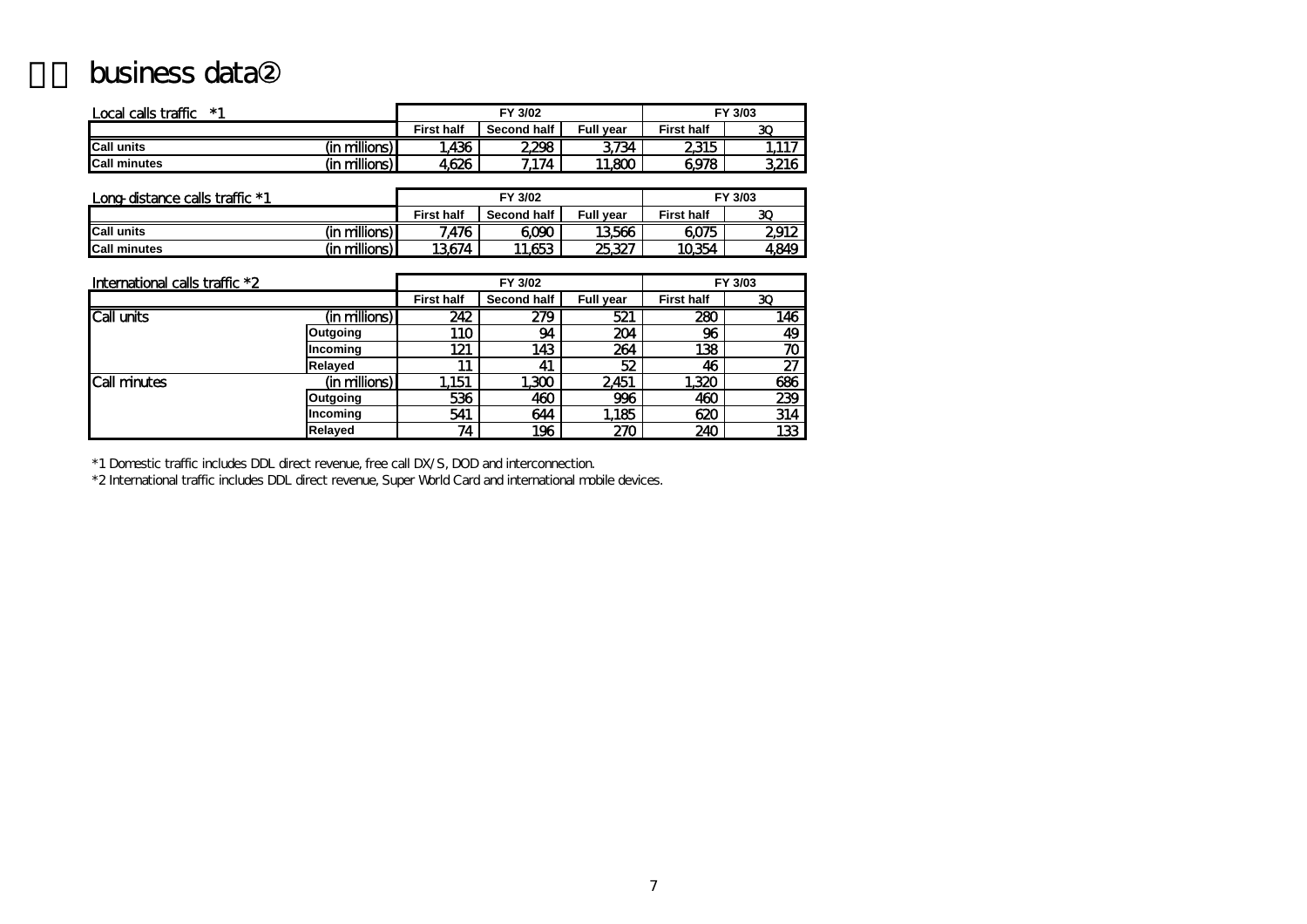# business data②

| Local calls traffic *1 | | FY 3/02 | | | FY 3/03 | |
|---|---|---|---|---|---|---|
| | | First half | Second half | Full year | First half | 3Q |
| Call units | (in millions) | 1,436 | 2,298 | 3,734 | 2,315 | 1,117 |
| Call minutes | (in millions) | 4,626 | 7,174 | 11,800 | 6,978 | 3,216 |

| Long-distance calls traffic *1 | | FY 3/02 | | | FY 3/03 | |
|---|---|---|---|---|---|---|
| | | First half | Second half | Full year | First half | 3Q |
| Call units | (in millions) | 7,476 | 6,090 | 13,566 | 6,075 | 2,912 |
| Call minutes | (in millions) | 13,674 | 11,653 | 25,327 | 10,354 | 4,849 |

| International calls traffic *2 | | FY 3/02 | | | FY 3/03 | |
|---|---|---|---|---|---|---|
| | | First half | Second half | Full year | First half | 3Q |
| Call units | (in millions) | 242 | 279 | 521 | 280 | 146 |
| | Outgoing | 110 | 94 | 204 | 96 | 49 |
| | Incoming | 121 | 143 | 264 | 138 | 70 |
| | Relayed | 11 | 41 | 52 | 46 | 27 |
| Call minutes | (in millions) | 1,151 | 1,300 | 2,451 | 1,320 | 686 |
| | Outgoing | 536 | 460 | 996 | 460 | 239 |
| | Incoming | 541 | 644 | 1,185 | 620 | 314 |
| | Relayed | 74 | 196 | 270 | 240 | 133 |

*1 Domestic traffic includes DDL direct revenue, free call DX/S, DOD and interconnection.

*2 International traffic includes DDL direct revenue, Super World Card and international mobile devices.